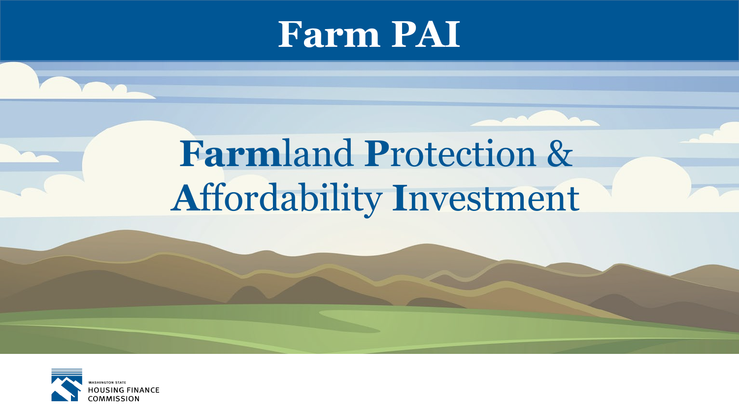# Farm PAI

## **Farm**land **P**rotection & **A**ffordability **I**nvestment

WASHINGTON STATE
HOUSING FINANCE
COMMISSION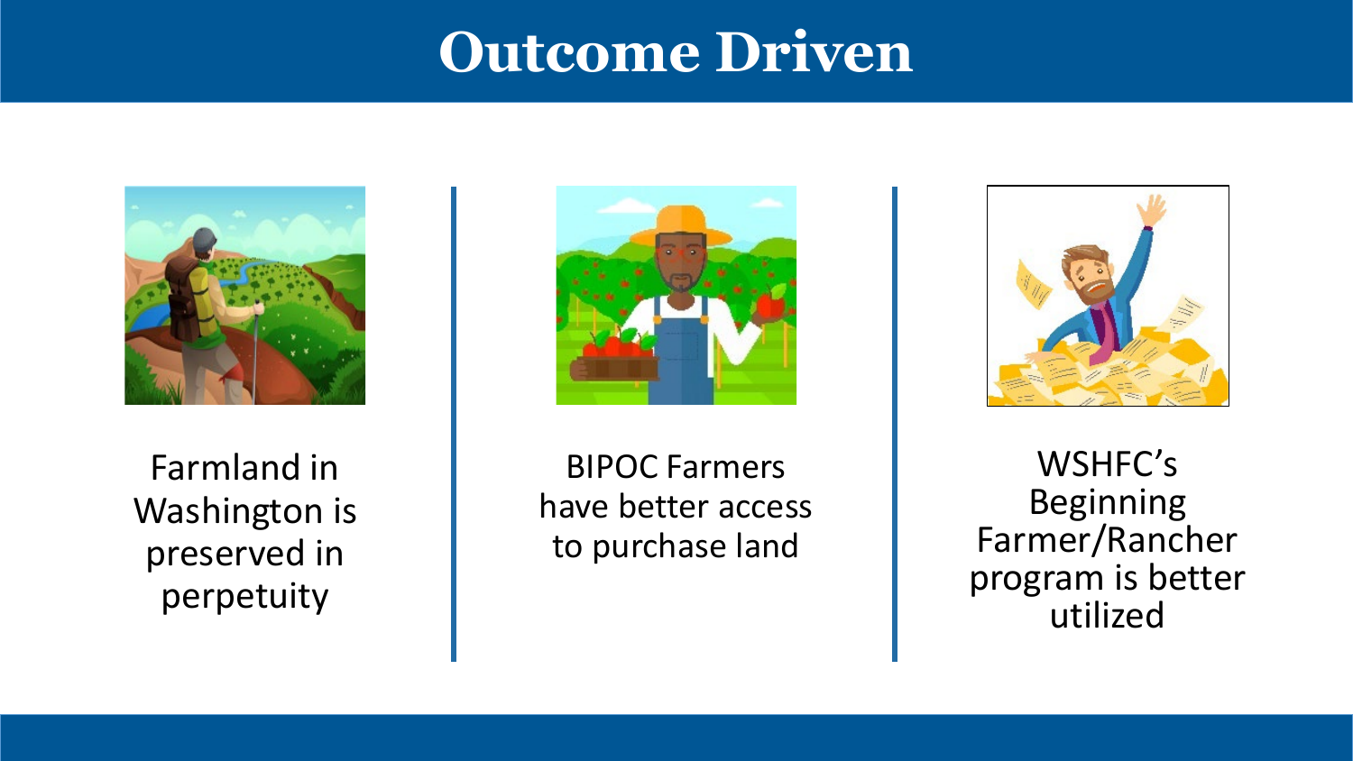# Outcome Driven

Farmland in Washington is preserved in perpetuity

BIPOC Farmers have better access to purchase land

WSHFC's Beginning Farmer/Rancher program is better utilized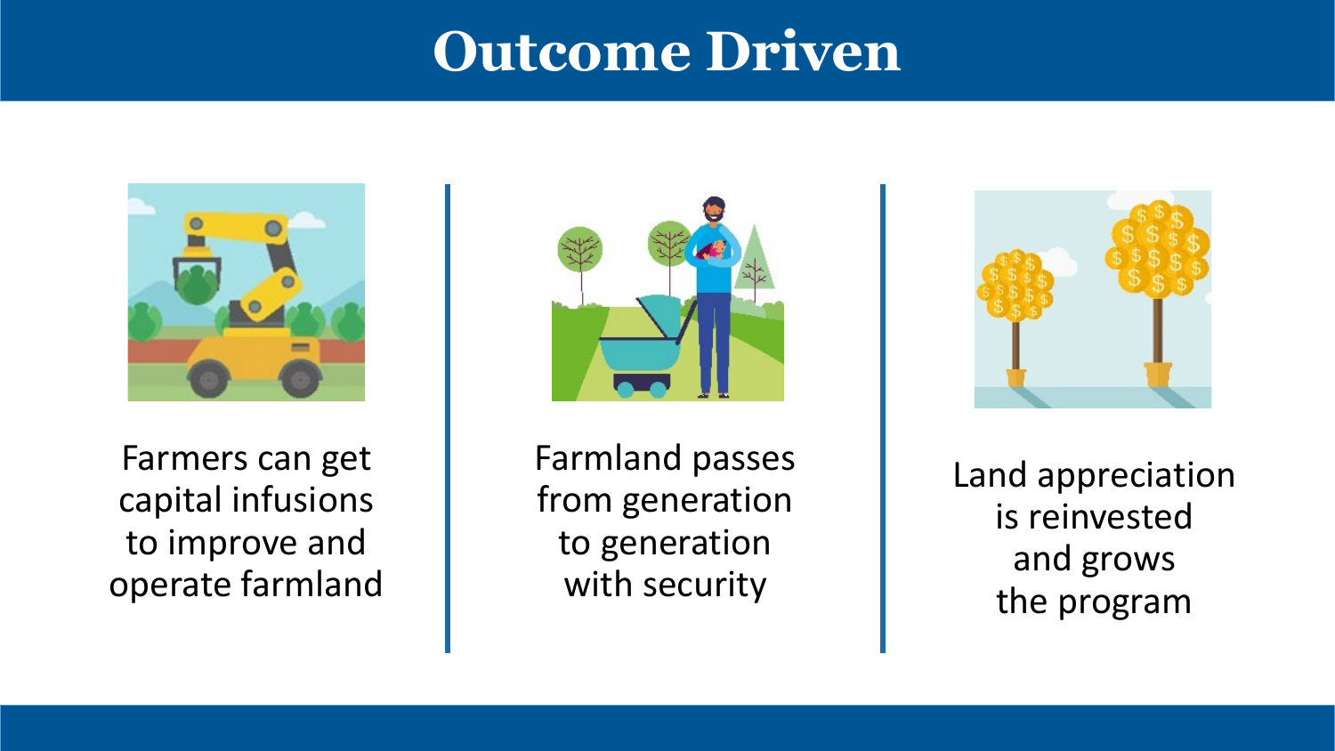# Outcome Driven

Farmers can get capital infusions to improve and operate farmland

Farmland passes from generation to generation with security

Land appreciation is reinvested and grows the program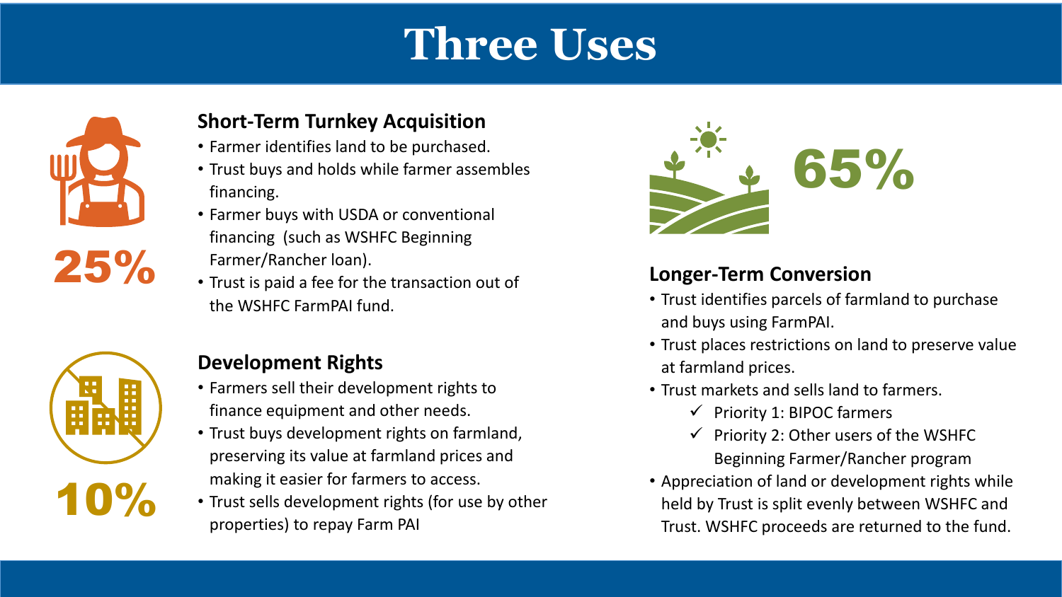# Three Uses

**25%**

## Short-Term Turnkey Acquisition

- Farmer identifies land to be purchased.
- Trust buys and holds while farmer assembles financing.
- Farmer buys with USDA or conventional financing (such as WSHFC Beginning Farmer/Rancher loan).
- Trust is paid a fee for the transaction out of the WSHFC FarmPAI fund.

**10%**

## Development Rights

- Farmers sell their development rights to finance equipment and other needs.
- Trust buys development rights on farmland, preserving its value at farmland prices and making it easier for farmers to access.
- Trust sells development rights (for use by other properties) to repay Farm PAI

**65%**

## Longer-Term Conversion

- Trust identifies parcels of farmland to purchase and buys using FarmPAI.
- Trust places restrictions on land to preserve value at farmland prices.
- Trust markets and sells land to farmers.
  - ✓ Priority 1: BIPOC farmers
  - ✓ Priority 2: Other users of the WSHFC Beginning Farmer/Rancher program
- Appreciation of land or development rights while held by Trust is split evenly between WSHFC and Trust. WSHFC proceeds are returned to the fund.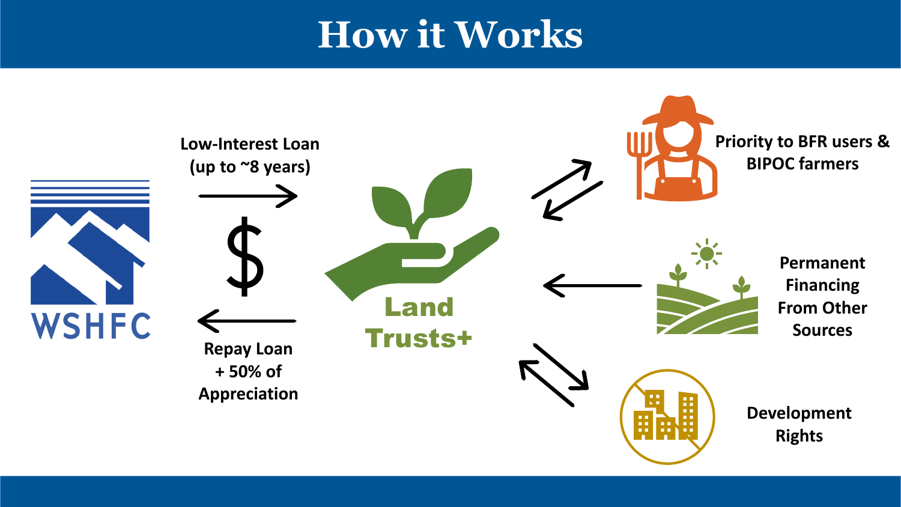# How it Works

WSHFC

Low-Interest Loan (up to ~8 years)

$

Repay Loan + 50% of Appreciation

Land Trusts+

Priority to BFR users & BIPOC farmers

Permanent Financing From Other Sources

Development Rights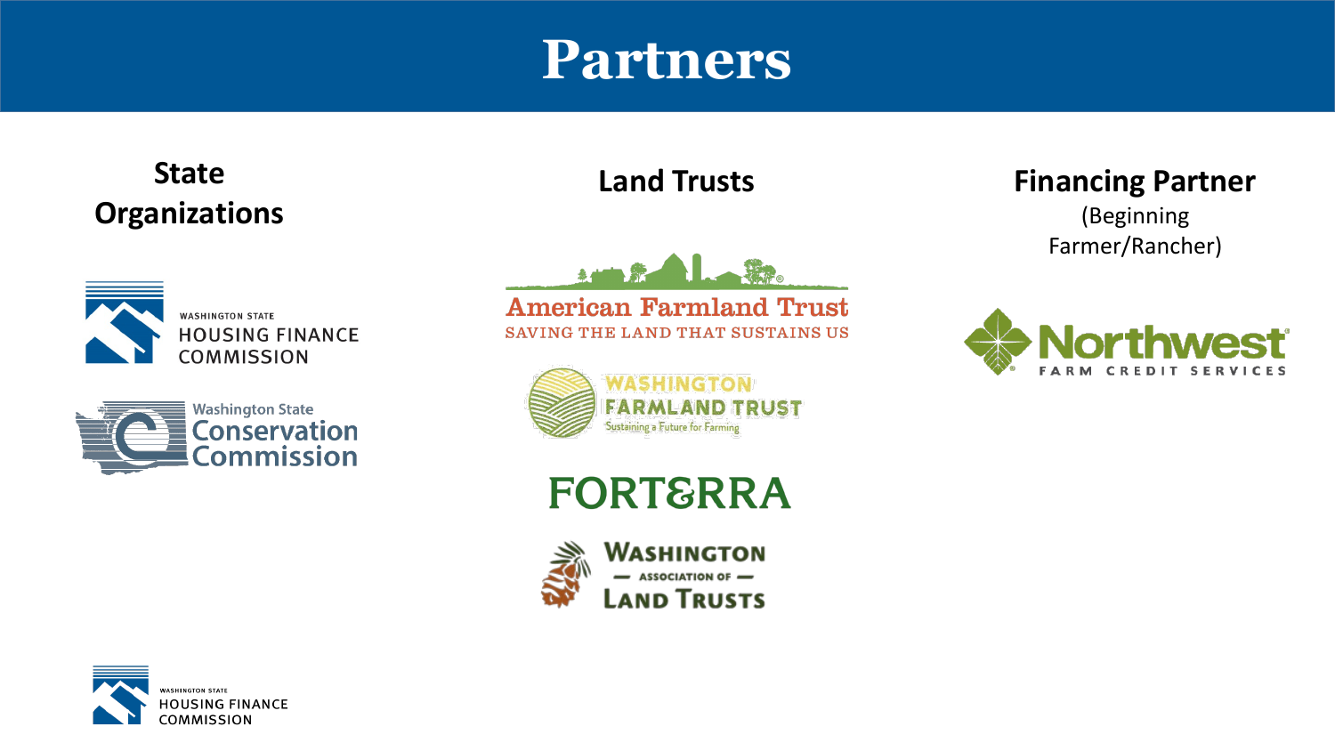# Partners

## State Organizations

WASHINGTON STATE
HOUSING FINANCE
COMMISSION

Washington State
Conservation
Commission

## Land Trusts

American Farmland Trust
SAVING THE LAND THAT SUSTAINS US

WASHINGTON
FARMLAND TRUST
Sustaining a Future for Farming

FORTERRA

WASHINGTON
— ASSOCIATION OF —
LAND TRUSTS

## Financing Partner

(Beginning Farmer/Rancher)

Northwest
FARM CREDIT SERVICES